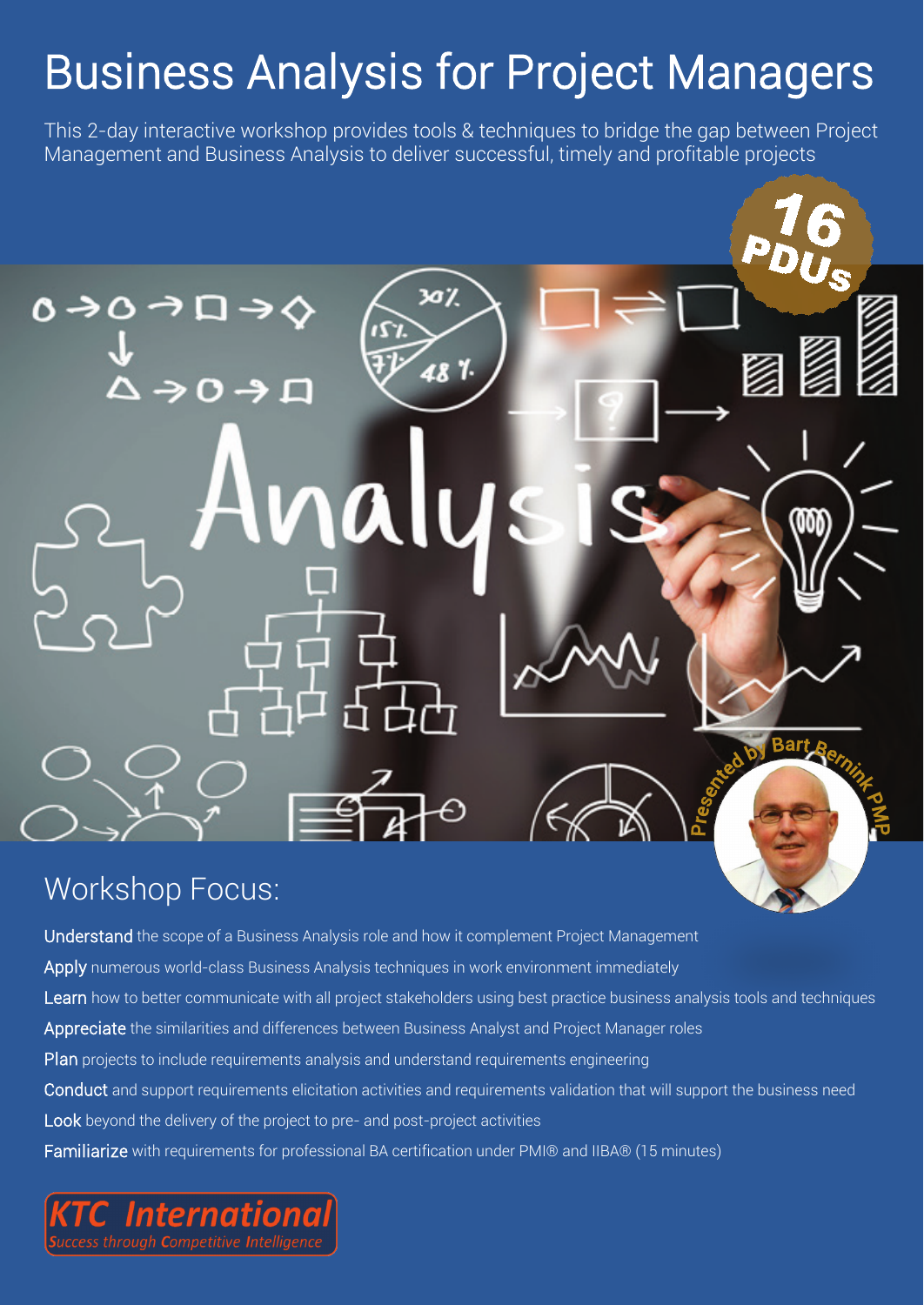# Business Analysis for Project Managers

This 2-day interactive workshop provides tools & techniques to bridge the gap between Project Management and Business Analysis to deliver successful, timely and profitable projects

16 PDUs

Presented by Bart Bernink PMP

## Workshop Focus:

**Understand** the scope of a Business Analysis role and how it complement Project Management

**Apply** numerous world-class Business Analysis techniques in work environment immediately

**Learn** how to better communicate with all project stakeholders using best practice business analysis tools and techniques

**Appreciate** the similarities and differences between Business Analyst and Project Manager roles

**Plan** projects to include requirements analysis and understand requirements engineering

**Conduct** and support requirements elicitation activities and requirements validation that will support the business need

**Look** beyond the delivery of the project to pre- and post-project activities

**Familiarize** with requirements for professional BA certification under PMI® and IIBA® (15 minutes)

KTC International
*Success through Competitive Intelligence*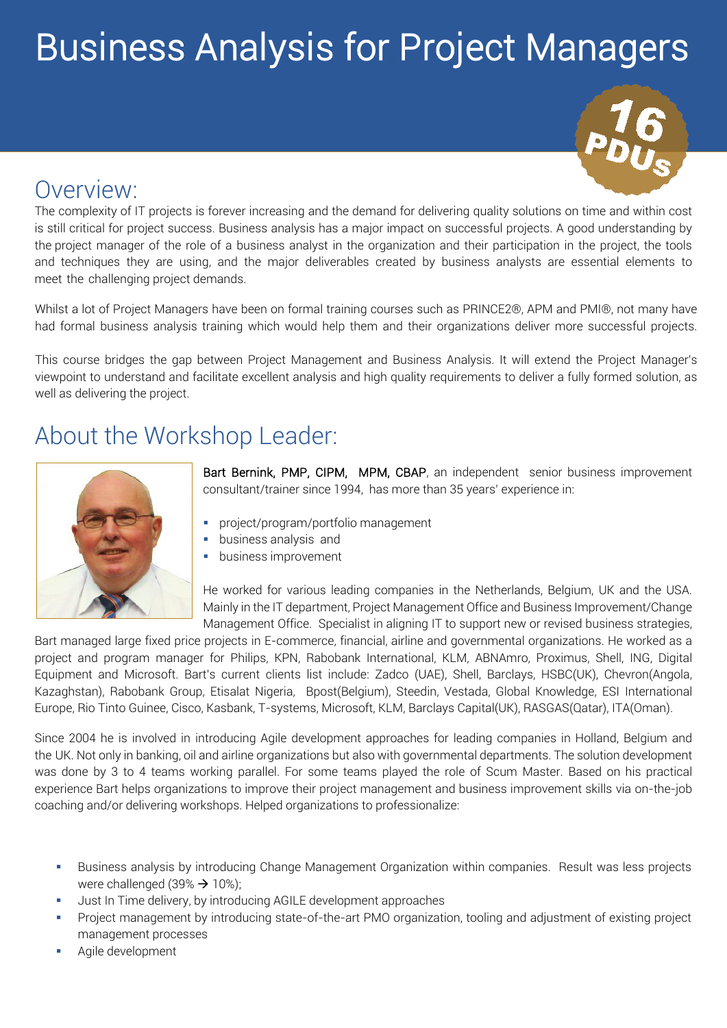# Business Analysis for Project Managers

16 PDUs

## Overview:

The complexity of IT projects is forever increasing and the demand for delivering quality solutions on time and within cost is still critical for project success. Business analysis has a major impact on successful projects. A good understanding by the project manager of the role of a business analyst in the organization and their participation in the project, the tools and techniques they are using, and the major deliverables created by business analysts are essential elements to meet the challenging project demands.

Whilst a lot of Project Managers have been on formal training courses such as PRINCE2®, APM and PMI®, not many have had formal business analysis training which would help them and their organizations deliver more successful projects.

This course bridges the gap between Project Management and Business Analysis. It will extend the Project Manager's viewpoint to understand and facilitate excellent analysis and high quality requirements to deliver a fully formed solution, as well as delivering the project.

## About the Workshop Leader:

Bart Bernink, PMP, CIPM, MPM, CBAP, an independent senior business improvement consultant/trainer since 1994, has more than 35 years' experience in:

- project/program/portfolio management
- business analysis and
- business improvement

He worked for various leading companies in the Netherlands, Belgium, UK and the USA. Mainly in the IT department, Project Management Office and Business Improvement/Change Management Office. Specialist in aligning IT to support new or revised business strategies, Bart managed large fixed price projects in E-commerce, financial, airline and governmental organizations. He worked as a project and program manager for Philips, KPN, Rabobank International, KLM, ABNAmro, Proximus, Shell, ING, Digital Equipment and Microsoft. Bart's current clients list include: Zadco (UAE), Shell, Barclays, HSBC(UK), Chevron(Angola, Kazaghstan), Rabobank Group, Etisalat Nigeria, Bpost(Belgium), Steedin, Vestada, Global Knowledge, ESI International Europe, Rio Tinto Guinee, Cisco, Kasbank, T-systems, Microsoft, KLM, Barclays Capital(UK), RASGAS(Qatar), ITA(Oman).

Since 2004 he is involved in introducing Agile development approaches for leading companies in Holland, Belgium and the UK. Not only in banking, oil and airline organizations but also with governmental departments. The solution development was done by 3 to 4 teams working parallel. For some teams played the role of Scum Master. Based on his practical experience Bart helps organizations to improve their project management and business improvement skills via on-the-job coaching and/or delivering workshops. Helped organizations to professionalize:

- Business analysis by introducing Change Management Organization within companies. Result was less projects were challenged (39% → 10%);
- Just In Time delivery, by introducing AGILE development approaches
- Project management by introducing state-of-the-art PMO organization, tooling and adjustment of existing project management processes
- Agile development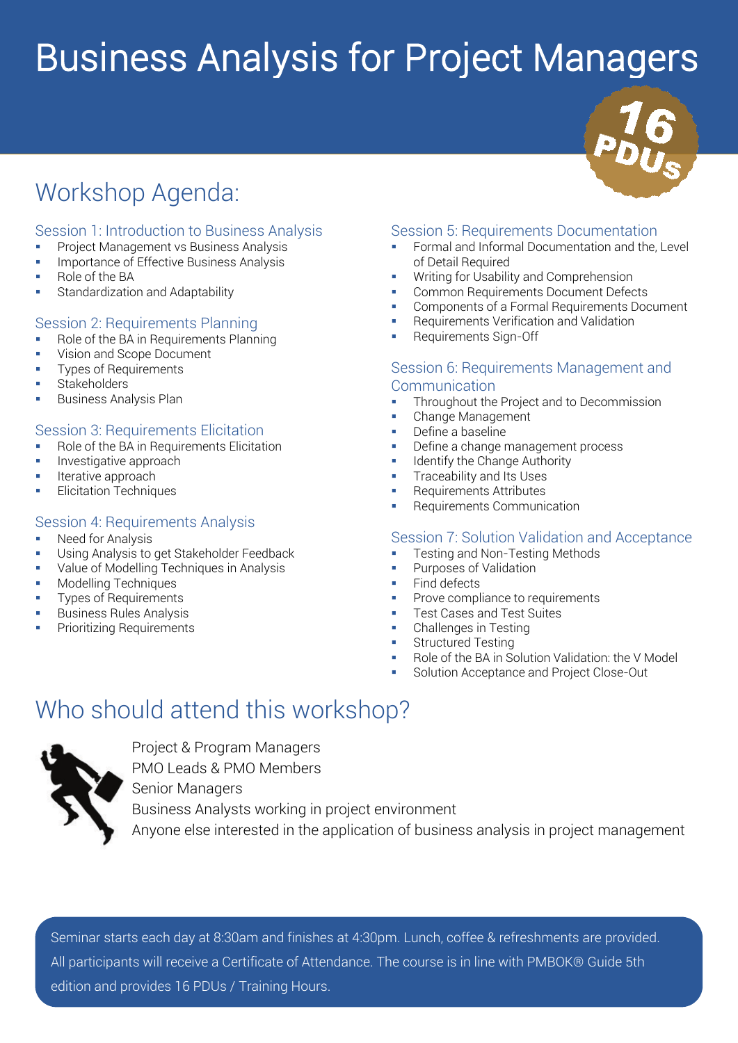# Business Analysis for Project Managers

16 PDUs

## Workshop Agenda:

### Session 1: Introduction to Business Analysis

- Project Management vs Business Analysis
- Importance of Effective Business Analysis
- Role of the BA
- Standardization and Adaptability

### Session 2: Requirements Planning

- Role of the BA in Requirements Planning
- Vision and Scope Document
- Types of Requirements
- Stakeholders
- Business Analysis Plan

### Session 3: Requirements Elicitation

- Role of the BA in Requirements Elicitation
- Investigative approach
- Iterative approach
- Elicitation Techniques

### Session 4: Requirements Analysis

- Need for Analysis
- Using Analysis to get Stakeholder Feedback
- Value of Modelling Techniques in Analysis
- Modelling Techniques
- Types of Requirements
- Business Rules Analysis
- Prioritizing Requirements

### Session 5: Requirements Documentation

- Formal and Informal Documentation and the, Level of Detail Required
- Writing for Usability and Comprehension
- Common Requirements Document Defects
- Components of a Formal Requirements Document
- Requirements Verification and Validation
- Requirements Sign-Off

### Session 6: Requirements Management and Communication

- Throughout the Project and to Decommission
- Change Management
- Define a baseline
- Define a change management process
- Identify the Change Authority
- Traceability and Its Uses
- Requirements Attributes
- Requirements Communication

### Session 7: Solution Validation and Acceptance

- Testing and Non-Testing Methods
- Purposes of Validation
- Find defects
- Prove compliance to requirements
- Test Cases and Test Suites
- Challenges in Testing
- Structured Testing
- Role of the BA in Solution Validation: the V Model
- Solution Acceptance and Project Close-Out

## Who should attend this workshop?

Project & Program Managers
PMO Leads & PMO Members
Senior Managers
Business Analysts working in project environment
Anyone else interested in the application of business analysis in project management

Seminar starts each day at 8:30am and finishes at 4:30pm. Lunch, coffee & refreshments are provided. All participants will receive a Certificate of Attendance. The course is in line with PMBOK® Guide 5th edition and provides 16 PDUs / Training Hours.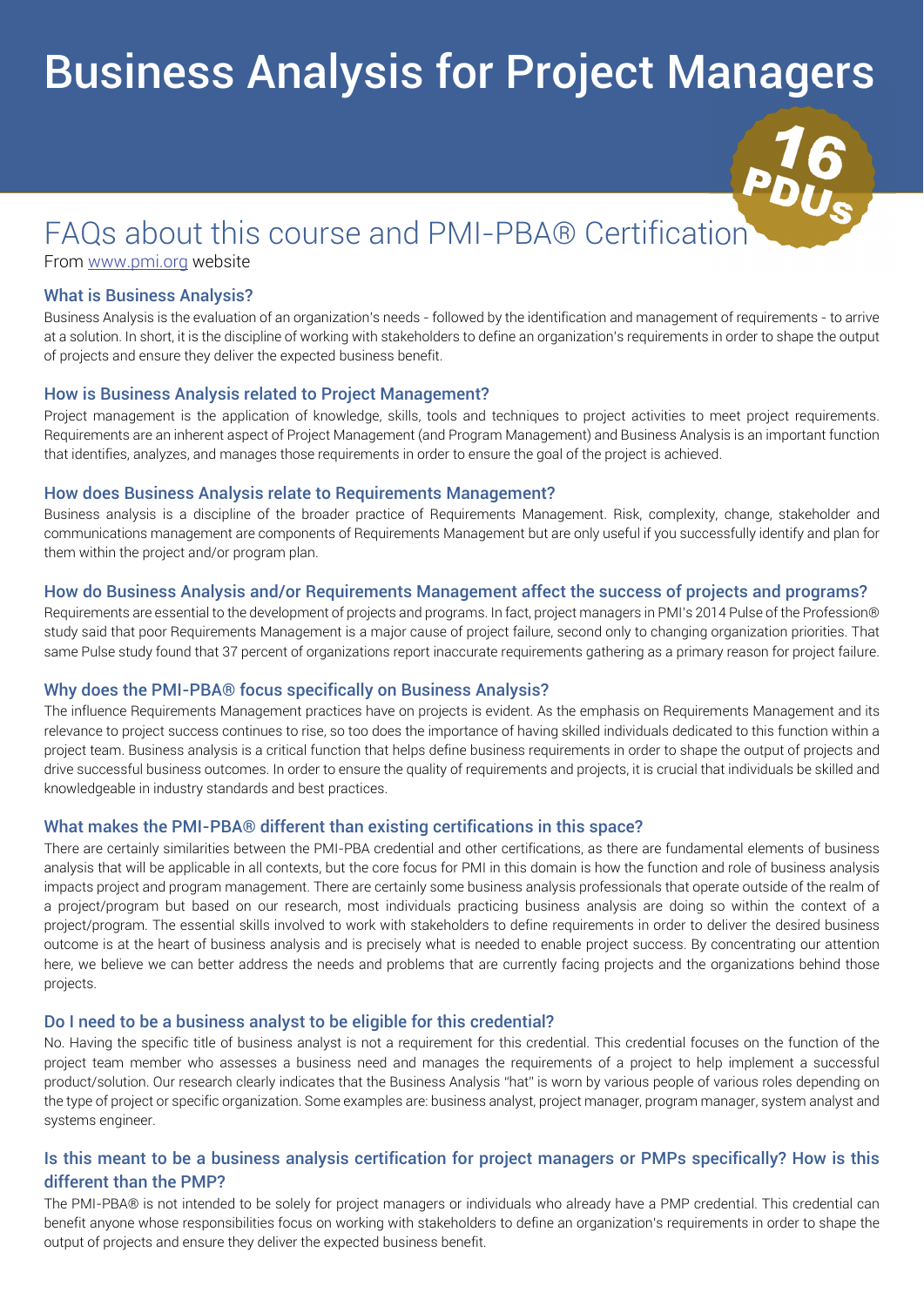# Business Analysis for Project Managers

16 PDUs

## FAQs about this course and PMI-PBA® Certification

From www.pmi.org website

### What is Business Analysis?

Business Analysis is the evaluation of an organization's needs - followed by the identification and management of requirements - to arrive at a solution. In short, it is the discipline of working with stakeholders to define an organization's requirements in order to shape the output of projects and ensure they deliver the expected business benefit.

### How is Business Analysis related to Project Management?

Project management is the application of knowledge, skills, tools and techniques to project activities to meet project requirements. Requirements are an inherent aspect of Project Management (and Program Management) and Business Analysis is an important function that identifies, analyzes, and manages those requirements in order to ensure the goal of the project is achieved.

### How does Business Analysis relate to Requirements Management?

Business analysis is a discipline of the broader practice of Requirements Management. Risk, complexity, change, stakeholder and communications management are components of Requirements Management but are only useful if you successfully identify and plan for them within the project and/or program plan.

### How do Business Analysis and/or Requirements Management affect the success of projects and programs?

Requirements are essential to the development of projects and programs. In fact, project managers in PMI's 2014 Pulse of the Profession® study said that poor Requirements Management is a major cause of project failure, second only to changing organization priorities. That same Pulse study found that 37 percent of organizations report inaccurate requirements gathering as a primary reason for project failure.

### Why does the PMI-PBA® focus specifically on Business Analysis?

The influence Requirements Management practices have on projects is evident. As the emphasis on Requirements Management and its relevance to project success continues to rise, so too does the importance of having skilled individuals dedicated to this function within a project team. Business analysis is a critical function that helps define business requirements in order to shape the output of projects and drive successful business outcomes. In order to ensure the quality of requirements and projects, it is crucial that individuals be skilled and knowledgeable in industry standards and best practices.

### What makes the PMI-PBA® different than existing certifications in this space?

There are certainly similarities between the PMI-PBA credential and other certifications, as there are fundamental elements of business analysis that will be applicable in all contexts, but the core focus for PMI in this domain is how the function and role of business analysis impacts project and program management. There are certainly some business analysis professionals that operate outside of the realm of a project/program but based on our research, most individuals practicing business analysis are doing so within the context of a project/program. The essential skills involved to work with stakeholders to define requirements in order to deliver the desired business outcome is at the heart of business analysis and is precisely what is needed to enable project success. By concentrating our attention here, we believe we can better address the needs and problems that are currently facing projects and the organizations behind those projects.

### Do I need to be a business analyst to be eligible for this credential?

No. Having the specific title of business analyst is not a requirement for this credential. This credential focuses on the function of the project team member who assesses a business need and manages the requirements of a project to help implement a successful product/solution. Our research clearly indicates that the Business Analysis "hat" is worn by various people of various roles depending on the type of project or specific organization. Some examples are: business analyst, project manager, program manager, system analyst and systems engineer.

### Is this meant to be a business analysis certification for project managers or PMPs specifically? How is this different than the PMP?

The PMI-PBA® is not intended to be solely for project managers or individuals who already have a PMP credential. This credential can benefit anyone whose responsibilities focus on working with stakeholders to define an organization's requirements in order to shape the output of projects and ensure they deliver the expected business benefit.